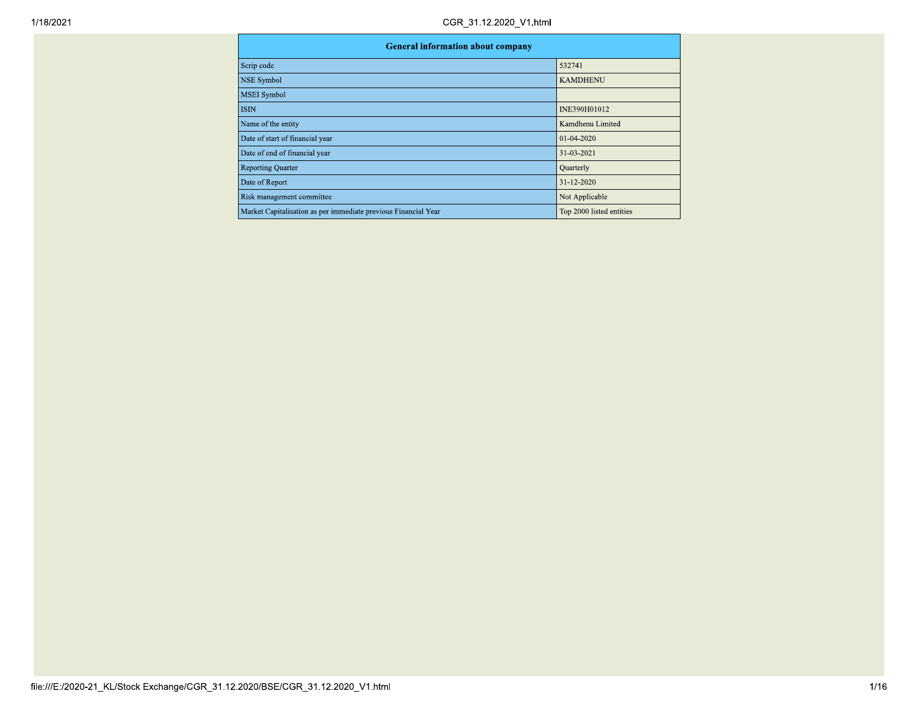| General information about company | |
|---|---|
| Scrip code | 532741 |
| NSE Symbol | KAMDHENU |
| MSEI Symbol | |
| ISIN | INE390H01012 |
| Name of the entity | Kamdhenu Limited |
| Date of start of financial year | 01-04-2020 |
| Date of end of financial year | 31-03-2021 |
| Reporting Quarter | Quarterly |
| Date of Report | 31-12-2020 |
| Risk management committee | Not Applicable |
| Market Capitalisation as per immediate previous Financial Year | Top 2000 listed entities |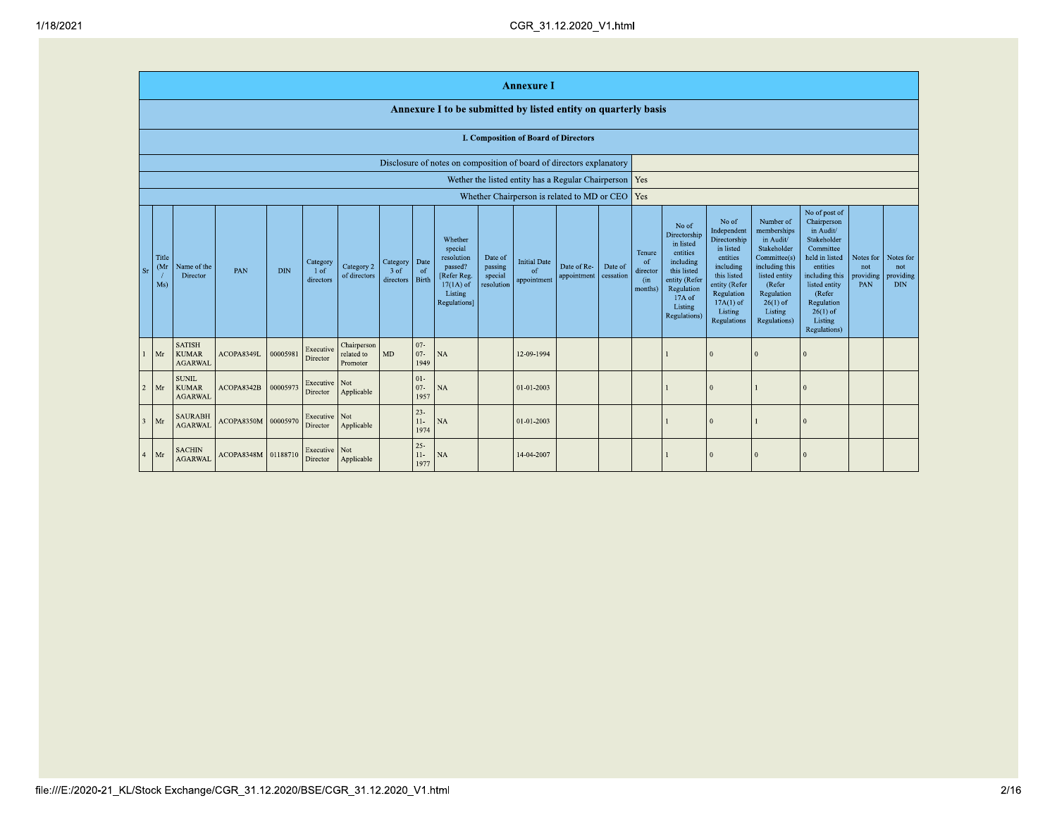# Annexure I

## Annexure I to be submitted by listed entity on quarterly basis

### I. Composition of Board of Directors

| | |
|---|---|
| Disclosure of notes on composition of board of directors explanatory | |
| Wether the listed entity has a Regular Chairperson | Yes |
| Whether Chairperson is related to MD or CEO | Yes |

| Sr | Title (Mr / Ms) | Name of the Director | PAN | DIN | Category 1 of directors | Category 2 of directors | Category 3 of directors | Date of Birth | Whether special resolution passed? [Refer Reg. 17(1A) of Listing Regulations] | Date of passing special resolution | Initial Date of appointment | Date of Re-appointment | Date of cessation | Tenure of director (in months) | No of Directorship in listed entities including this listed entity (Refer Regulation 17A of Listing Regulations) | No of Independent Directorship in listed entities including this listed entity (Refer Regulation 17A(1) of Listing Regulations | Number of memberships in Audit/ Stakeholder Committee(s) including this listed entity (Refer Regulation 26(1) of Listing Regulations) | No of post of Chairperson in Audit/ Stakeholder Committee held in listed entities including this listed entity (Refer Regulation 26(1) of Listing Regulations) | Notes for not providing PAN | Notes for not providing DIN |
|---|---|---|---|---|---|---|---|---|---|---|---|---|---|---|---|---|---|---|---|---|
| 1 | Mr | SATISH KUMAR AGARWAL | ACOPA8349L | 00005981 | Executive Director | Chairperson related to Promoter | MD | 07-07-1949 | NA | | 12-09-1994 | | | | 1 | 0 | 0 | 0 | | |
| 2 | Mr | SUNIL KUMAR AGARWAL | ACOPA8342B | 00005973 | Executive Director | Not Applicable | | 01-07-1957 | NA | | 01-01-2003 | | | | 1 | 0 | 1 | 0 | | |
| 3 | Mr | SAURABH AGARWAL | ACOPA8350M | 00005970 | Executive Director | Not Applicable | | 23-11-1974 | NA | | 01-01-2003 | | | | 1 | 0 | 1 | 0 | | |
| 4 | Mr | SACHIN AGARWAL | ACOPA8348M | 01188710 | Executive Director | Not Applicable | | 25-11-1977 | NA | | 14-04-2007 | | | | 1 | 0 | 0 | 0 | | |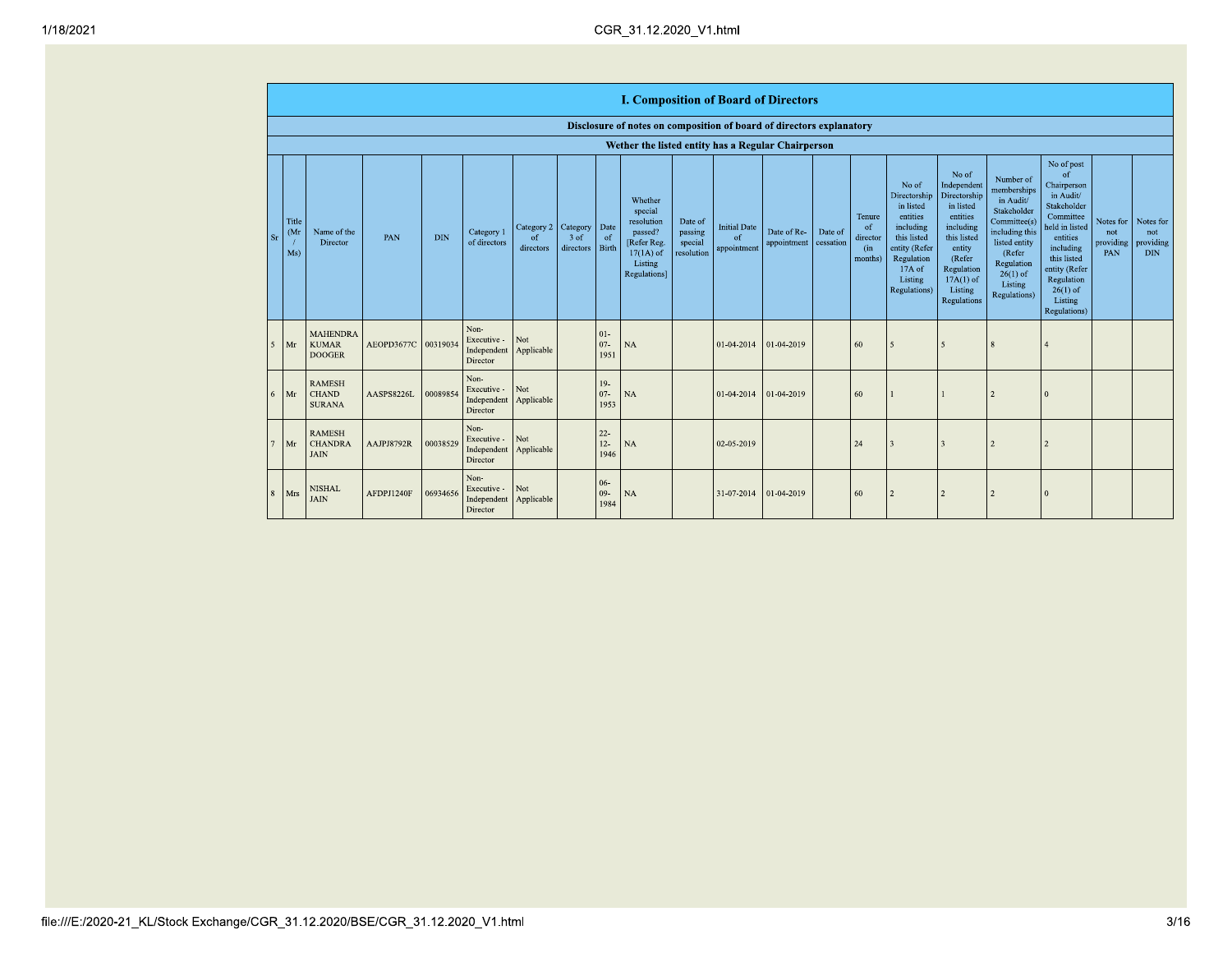## I. Composition of Board of Directors

**Disclosure of notes on composition of board of directors explanatory**

**Wether the listed entity has a Regular Chairperson**

| Sr | Title (Mr / Ms) | Name of the Director | PAN | DIN | Category 1 of directors | Category 2 of directors | Category 3 of directors | Date of Birth | Whether special resolution passed? [Refer Reg. 17(1A) of Listing Regulations] | Date of passing special resolution | Initial Date of appointment | Date of Re-appointment | Date of cessation | Tenure of director (in months) | No of Directorship in listed entities including this listed entity (Refer Regulation 17A of Listing Regulations) | No of Independent Directorship in listed entities including this listed entity (Refer Regulation 17A(1) of Listing Regulations | Number of memberships in Audit/ Stakeholder Committee(s) including this listed entity (Refer Regulation 26(1) of Listing Regulations) | No of post of Chairperson in Audit/ Stakeholder Committee held in listed entities including this listed entity (Refer Regulation 26(1) of Listing Regulations) | Notes for not providing PAN | Notes for not providing DIN |
|---|---|---|---|---|---|---|---|---|---|---|---|---|---|---|---|---|---|---|---|---|
| 5 | Mr | MAHENDRA KUMAR DOOGER | AEOPD3677C | 00319034 | Non-Executive - Independent Director | Not Applicable | | 01-07-1951 | NA | | 01-04-2014 | 01-04-2019 | | 60 | 5 | 5 | 8 | 4 | | |
| 6 | Mr | RAMESH CHAND SURANA | AASPS8226L | 00089854 | Non-Executive - Independent Director | Not Applicable | | 19-07-1953 | NA | | 01-04-2014 | 01-04-2019 | | 60 | 1 | 1 | 2 | 0 | | |
| 7 | Mr | RAMESH CHANDRA JAIN | AAJPJ8792R | 00038529 | Non-Executive - Independent Director | Not Applicable | | 22-12-1946 | NA | | 02-05-2019 | | | 24 | 3 | 3 | 2 | 2 | | |
| 8 | Mrs | NISHAL JAIN | AFDPJ1240F | 06934656 | Non-Executive - Independent Director | Not Applicable | | 06-09-1984 | NA | | 31-07-2014 | 01-04-2019 | | 60 | 2 | 2 | 2 | 0 | | |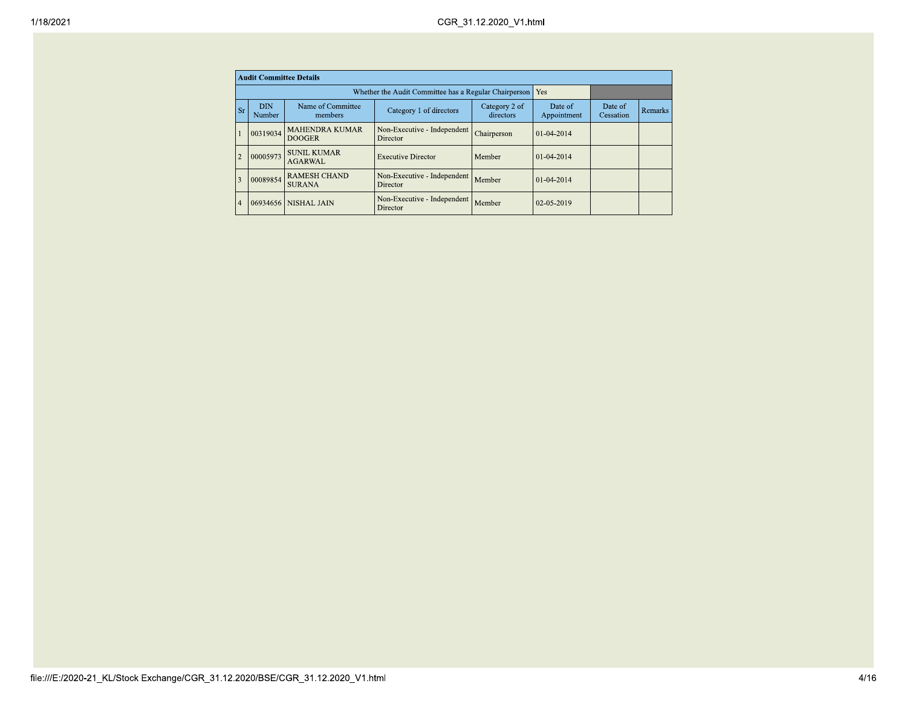| Audit Committee Details | | | | | | | |
|---|---|---|---|---|---|---|---|
| Whether the Audit Committee has a Regular Chairperson | | | | | Yes | | |
| Sr | DIN Number | Name of Committee members | Category 1 of directors | Category 2 of directors | Date of Appointment | Date of Cessation | Remarks |
| 1 | 00319034 | MAHENDRA KUMAR DOOGER | Non-Executive - Independent Director | Chairperson | 01-04-2014 | | |
| 2 | 00005973 | SUNIL KUMAR AGARWAL | Executive Director | Member | 01-04-2014 | | |
| 3 | 00089854 | RAMESH CHAND SURANA | Non-Executive - Independent Director | Member | 01-04-2014 | | |
| 4 | 06934656 | NISHAL JAIN | Non-Executive - Independent Director | Member | 02-05-2019 | | |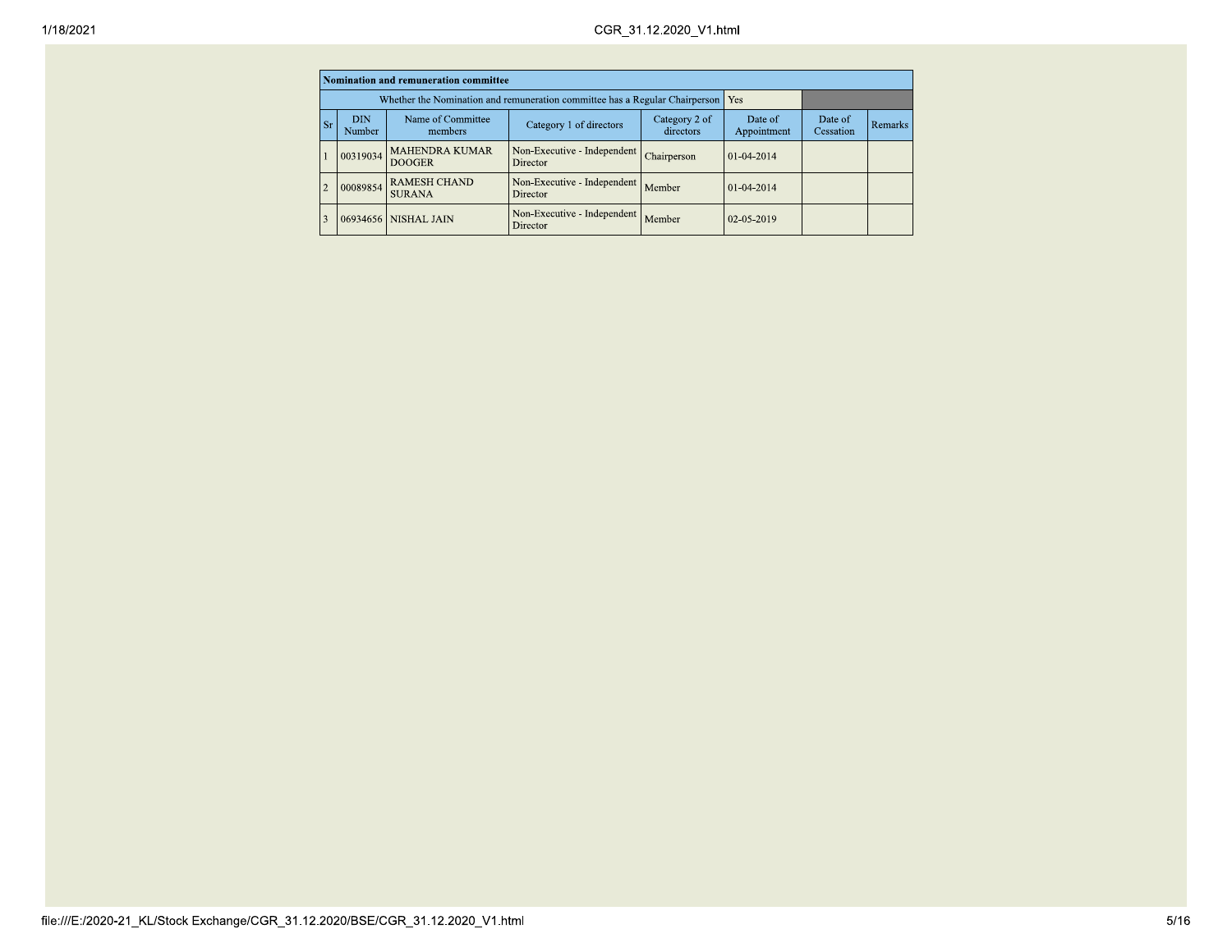| Nomination and remuneration committee | | | | | | | |
|---|---|---|---|---|---|---|---|
| Whether the Nomination and remuneration committee has a Regular Chairperson | | | | | Yes | | |
| Sr | DIN Number | Name of Committee members | Category 1 of directors | Category 2 of directors | Date of Appointment | Date of Cessation | Remarks |
| 1 | 00319034 | MAHENDRA KUMAR DOOGER | Non-Executive - Independent Director | Chairperson | 01-04-2014 | | |
| 2 | 00089854 | RAMESH CHAND SURANA | Non-Executive - Independent Director | Member | 01-04-2014 | | |
| 3 | 06934656 | NISHAL JAIN | Non-Executive - Independent Director | Member | 02-05-2019 | | |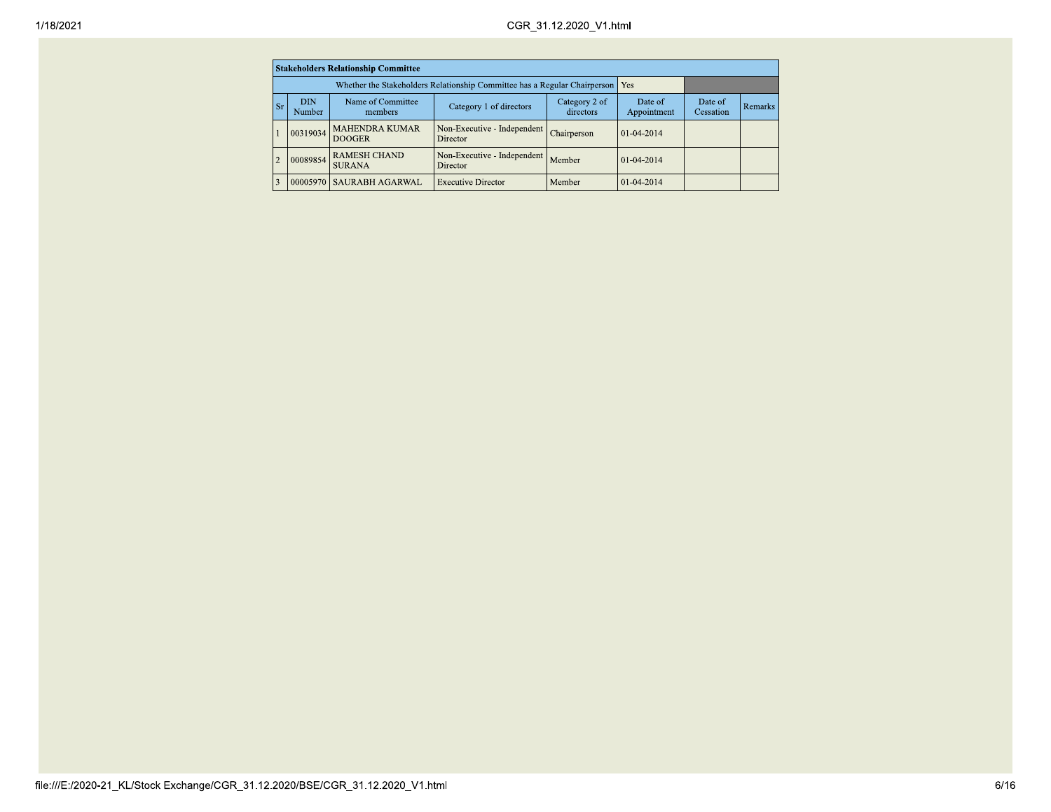| Stakeholders Relationship Committee | | | | | | | |
|---|---|---|---|---|---|---|---|
| Whether the Stakeholders Relationship Committee has a Regular Chairperson | | | | | Yes | | |
| Sr | DIN Number | Name of Committee members | Category 1 of directors | Category 2 of directors | Date of Appointment | Date of Cessation | Remarks |
| 1 | 00319034 | MAHENDRA KUMAR DOOGER | Non-Executive - Independent Director | Chairperson | 01-04-2014 | | |
| 2 | 00089854 | RAMESH CHAND SURANA | Non-Executive - Independent Director | Member | 01-04-2014 | | |
| 3 | 00005970 | SAURABH AGARWAL | Executive Director | Member | 01-04-2014 | | |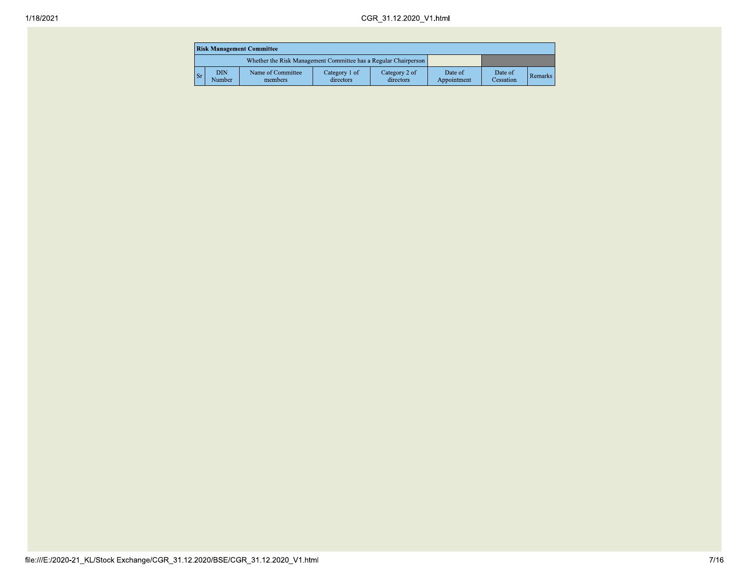| Risk Management Committee | | | | | | | |
|---|---|---|---|---|---|---|---|
| Whether the Risk Management Committee has a Regular Chairperson | | | | | | | |
| Sr | DIN Number | Name of Committee members | Category 1 of directors | Category 2 of directors | Date of Appointment | Date of Cessation | Remarks |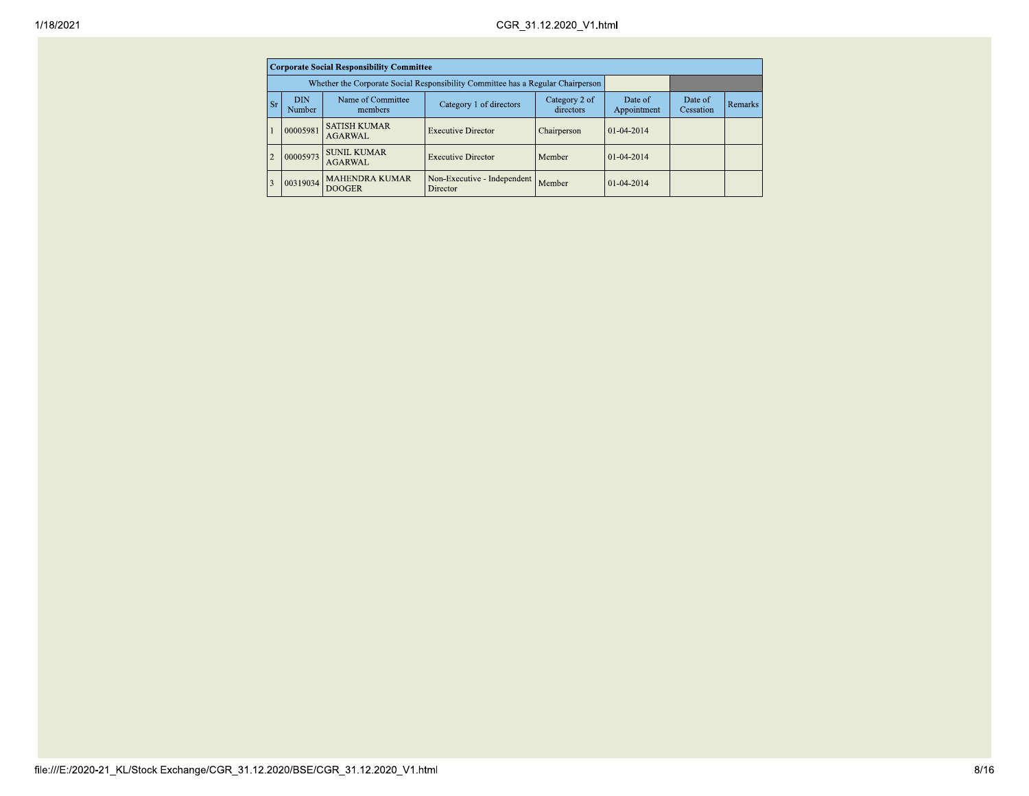| Corporate Social Responsibility Committee | | | | | | | | |
|---|---|---|---|---|---|---|---|---|
| Whether the Corporate Social Responsibility Committee has a Regular Chairperson | | | | | | | | |
| Sr | DIN Number | Name of Committee members | Category 1 of directors | Category 2 of directors | Date of Appointment | Date of Cessation | Remarks |
| 1 | 00005981 | SATISH KUMAR AGARWAL | Executive Director | Chairperson | 01-04-2014 | | |
| 2 | 00005973 | SUNIL KUMAR AGARWAL | Executive Director | Member | 01-04-2014 | | |
| 3 | 00319034 | MAHENDRA KUMAR DOOGER | Non-Executive - Independent Director | Member | 01-04-2014 | | |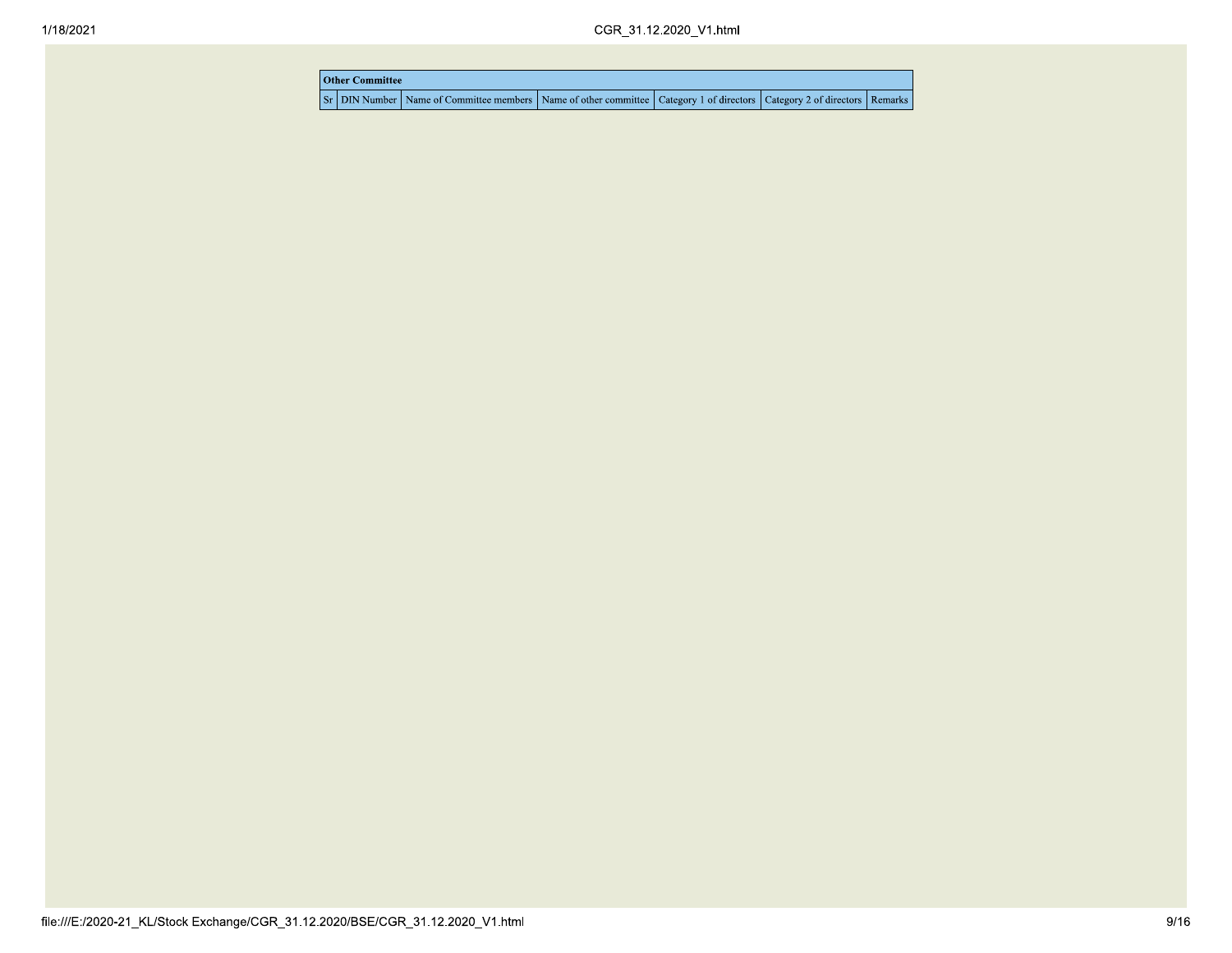| Other Committee | | | | | | |
|---|---|---|---|---|---|---|
| Sr | DIN Number | Name of Committee members | Name of other committee | Category 1 of directors | Category 2 of directors | Remarks |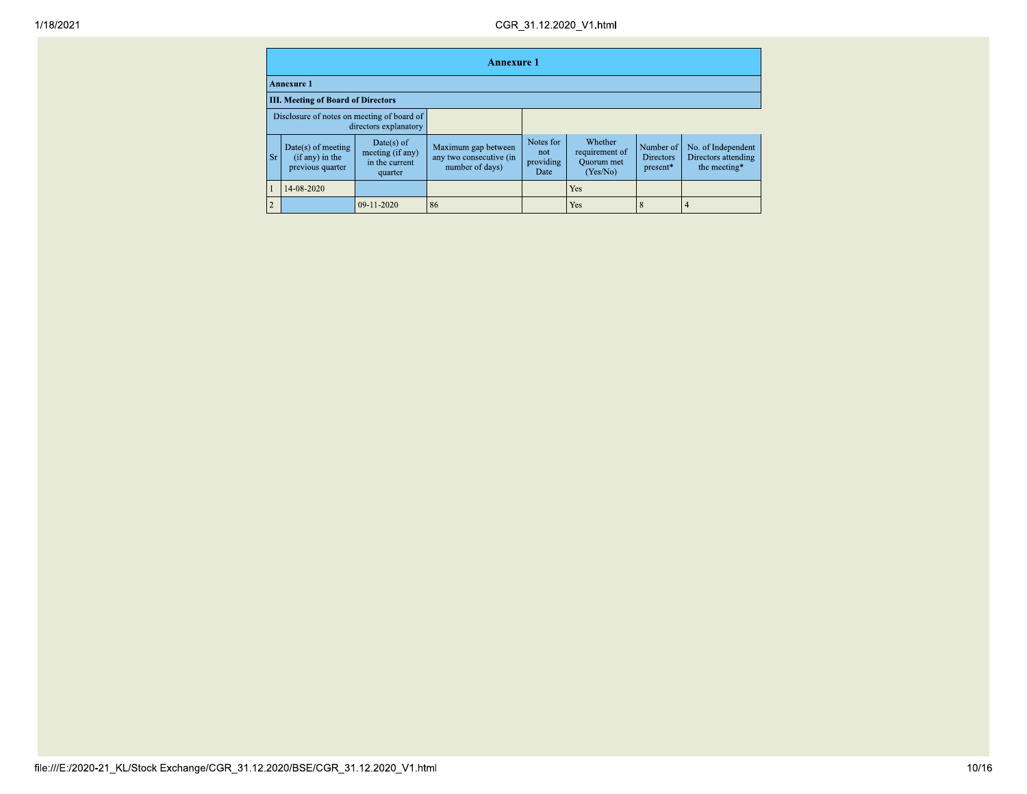## Annexure 1

**Annexure 1**

**III. Meeting of Board of Directors**

| Disclosure of notes on meeting of board of directors explanatory | | | | | | | |
|---|---|---|---|---|---|---|---|

| Sr | Date(s) of meeting (if any) in the previous quarter | Date(s) of meeting (if any) in the current quarter | Maximum gap between any two consecutive (in number of days) | Notes for not providing Date | Whether requirement of Quorum met (Yes/No) | Number of Directors present* | No. of Independent Directors attending the meeting* |
|---|---|---|---|---|---|---|---|
| 1 | 14-08-2020 | | | | Yes | | |
| 2 | | 09-11-2020 | 86 | | Yes | 8 | 4 |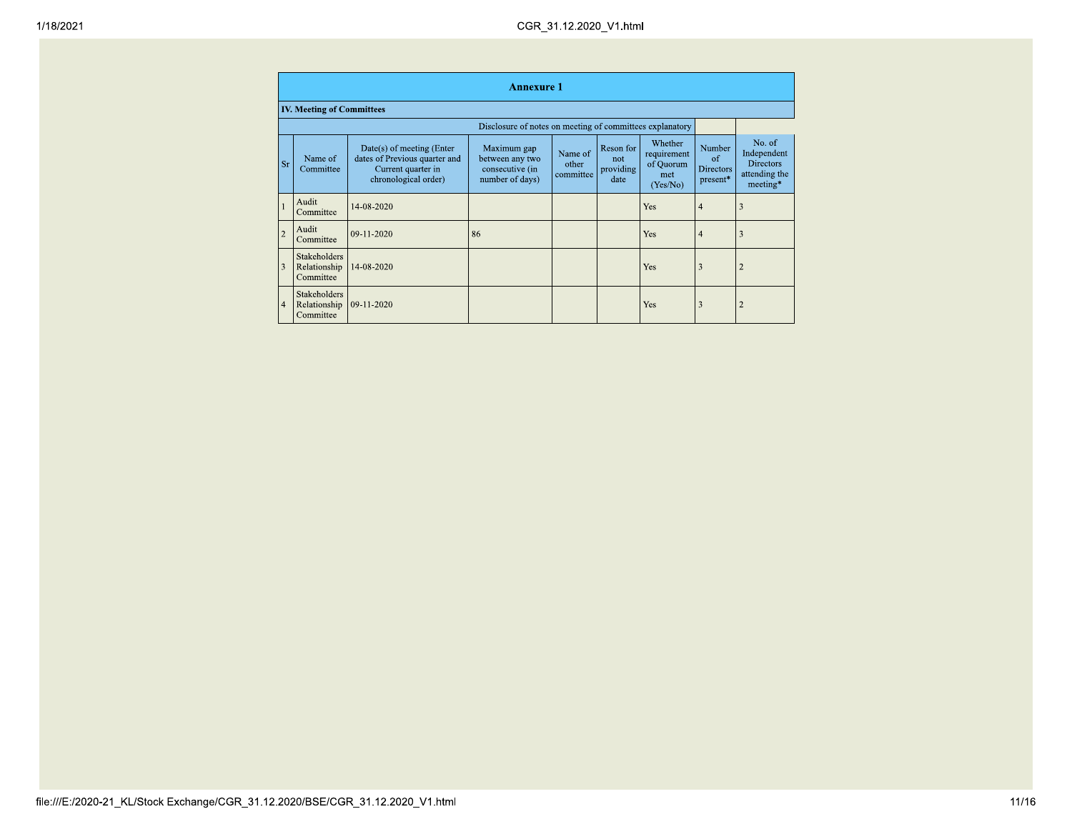## Annexure 1

### IV. Meeting of Committees

Disclosure of notes on meeting of committees explanatory

| Sr | Name of Committee | Date(s) of meeting (Enter dates of Previous quarter and Current quarter in chronological order) | Maximum gap between any two consecutive (in number of days) | Name of other committee | Reson for not providing date | Whether requirement of Quorum met (Yes/No) | Number of Directors present* | No. of Independent Directors attending the meeting* |
|---|---|---|---|---|---|---|---|---|
| 1 | Audit Committee | 14-08-2020 | | | | Yes | 4 | 3 |
| 2 | Audit Committee | 09-11-2020 | 86 | | | Yes | 4 | 3 |
| 3 | Stakeholders Relationship Committee | 14-08-2020 | | | | Yes | 3 | 2 |
| 4 | Stakeholders Relationship Committee | 09-11-2020 | | | | Yes | 3 | 2 |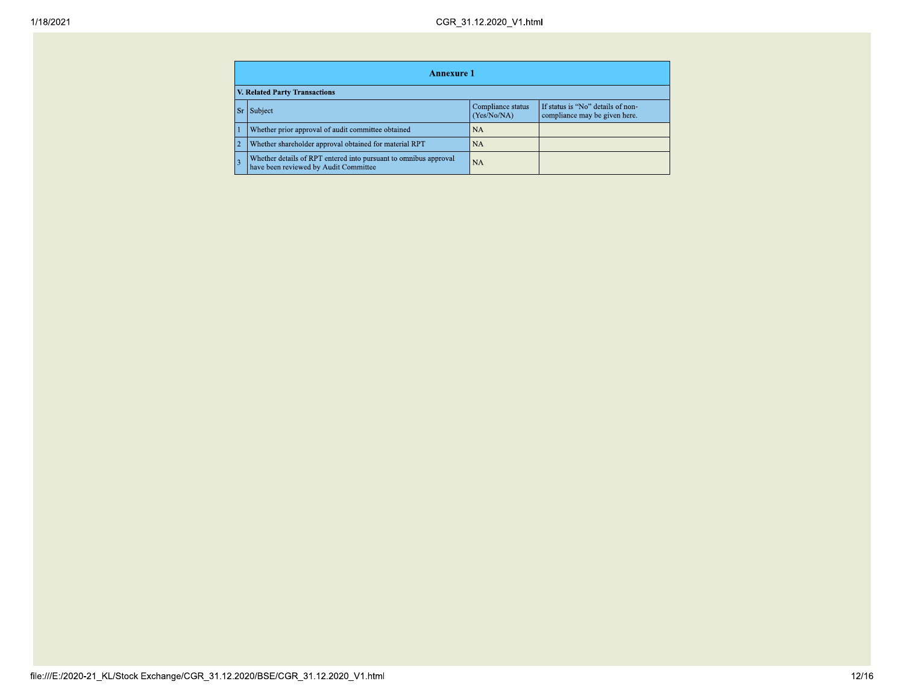## Annexure 1

**V. Related Party Transactions**

| Sr | Subject | Compliance status (Yes/No/NA) | If status is "No" details of non-compliance may be given here. |
|---|---|---|---|
| 1 | Whether prior approval of audit committee obtained | NA | |
| 2 | Whether shareholder approval obtained for material RPT | NA | |
| 3 | Whether details of RPT entered into pursuant to omnibus approval have been reviewed by Audit Committee | NA | |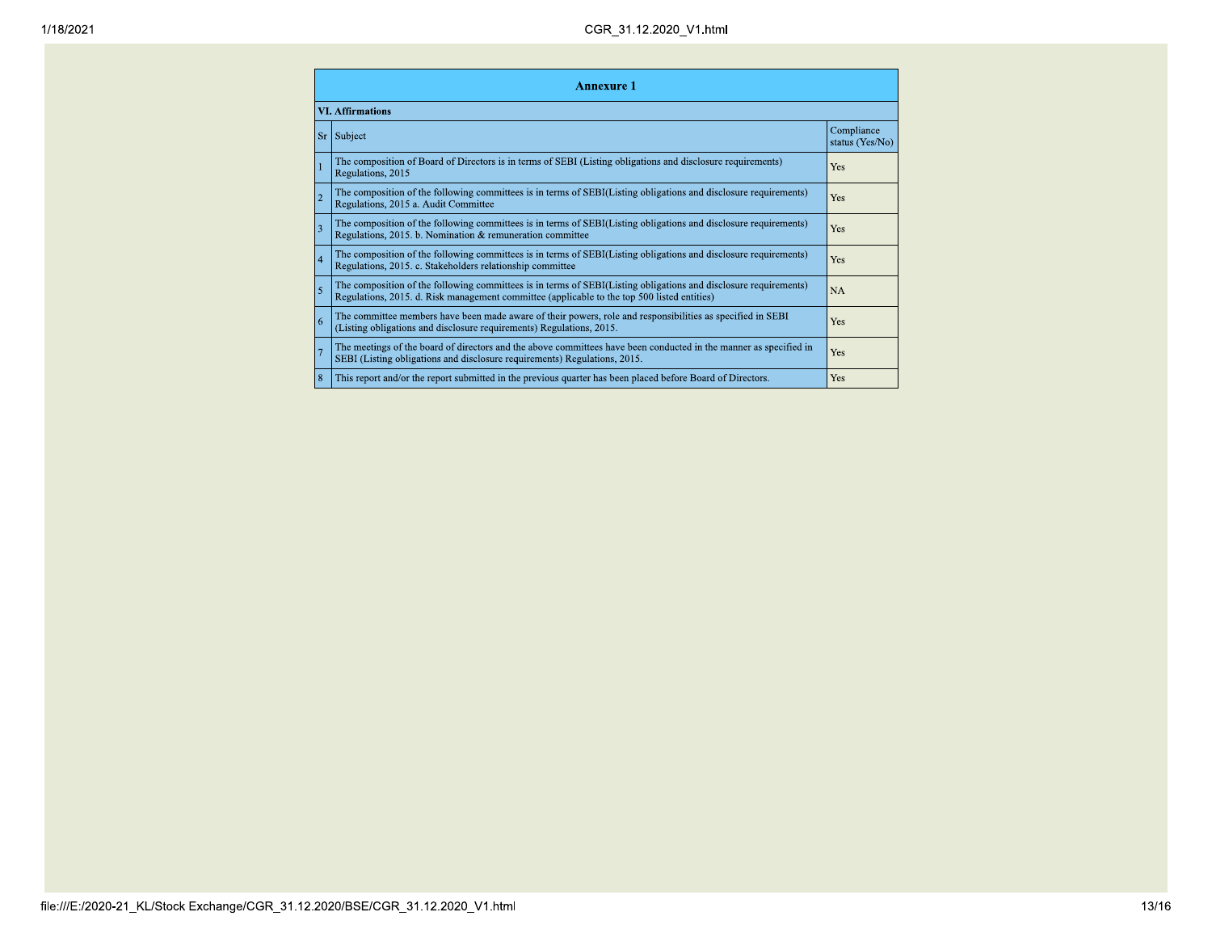| Annexure 1 | | |
|---|---|---|
| **VI. Affirmations** | | |
| Sr | Subject | Compliance status (Yes/No) |
| 1 | The composition of Board of Directors is in terms of SEBI (Listing obligations and disclosure requirements) Regulations, 2015 | Yes |
| 2 | The composition of the following committees is in terms of SEBI(Listing obligations and disclosure requirements) Regulations, 2015 a. Audit Committee | Yes |
| 3 | The composition of the following committees is in terms of SEBI(Listing obligations and disclosure requirements) Regulations, 2015. b. Nomination & remuneration committee | Yes |
| 4 | The composition of the following committees is in terms of SEBI(Listing obligations and disclosure requirements) Regulations, 2015. c. Stakeholders relationship committee | Yes |
| 5 | The composition of the following committees is in terms of SEBI(Listing obligations and disclosure requirements) Regulations, 2015. d. Risk management committee (applicable to the top 500 listed entities) | NA |
| 6 | The committee members have been made aware of their powers, role and responsibilities as specified in SEBI (Listing obligations and disclosure requirements) Regulations, 2015. | Yes |
| 7 | The meetings of the board of directors and the above committees have been conducted in the manner as specified in SEBI (Listing obligations and disclosure requirements) Regulations, 2015. | Yes |
| 8 | This report and/or the report submitted in the previous quarter has been placed before Board of Directors. | Yes |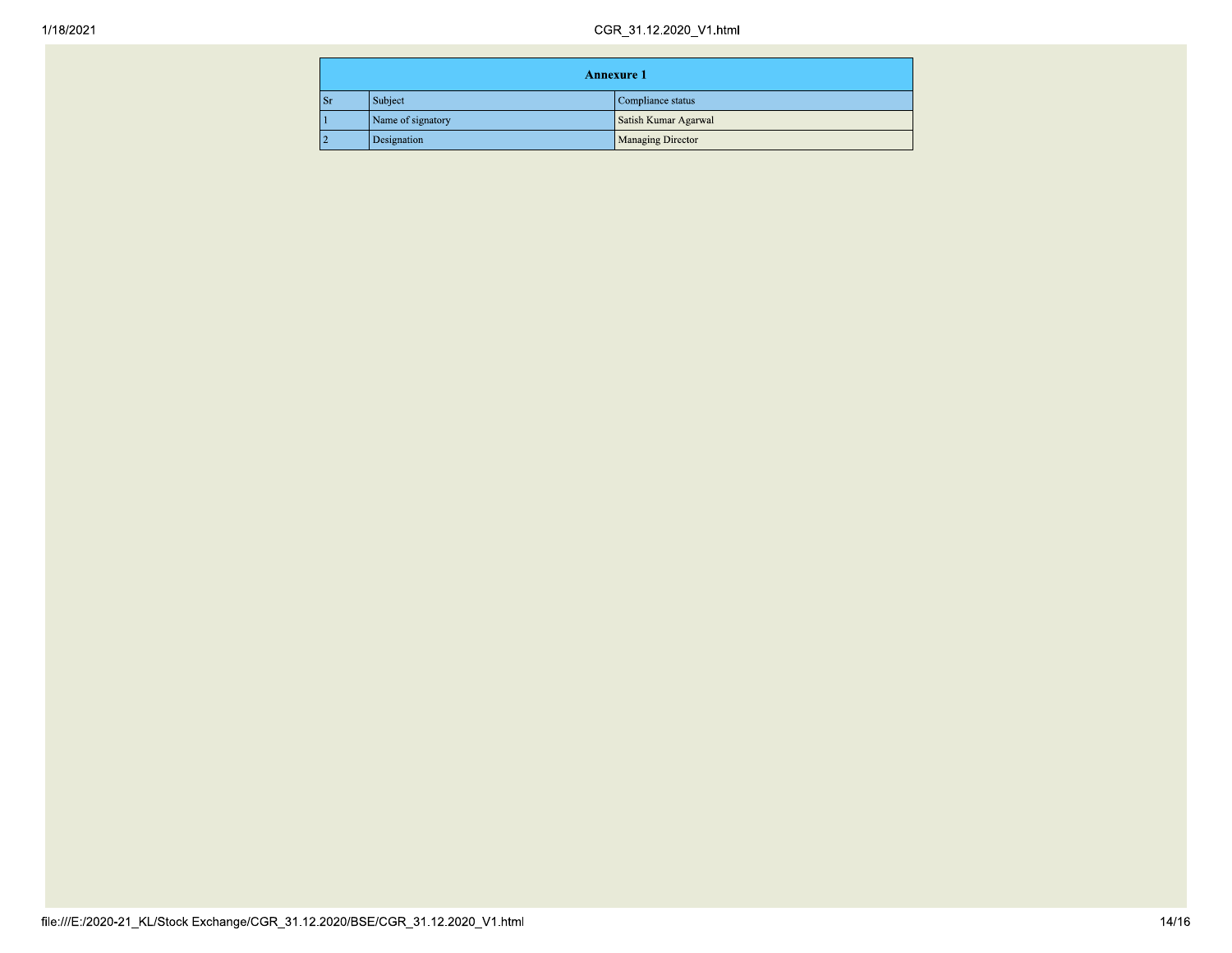| Annexure 1 | | |
|---|---|---|
| Sr | Subject | Compliance status |
| 1 | Name of signatory | Satish Kumar Agarwal |
| 2 | Designation | Managing Director |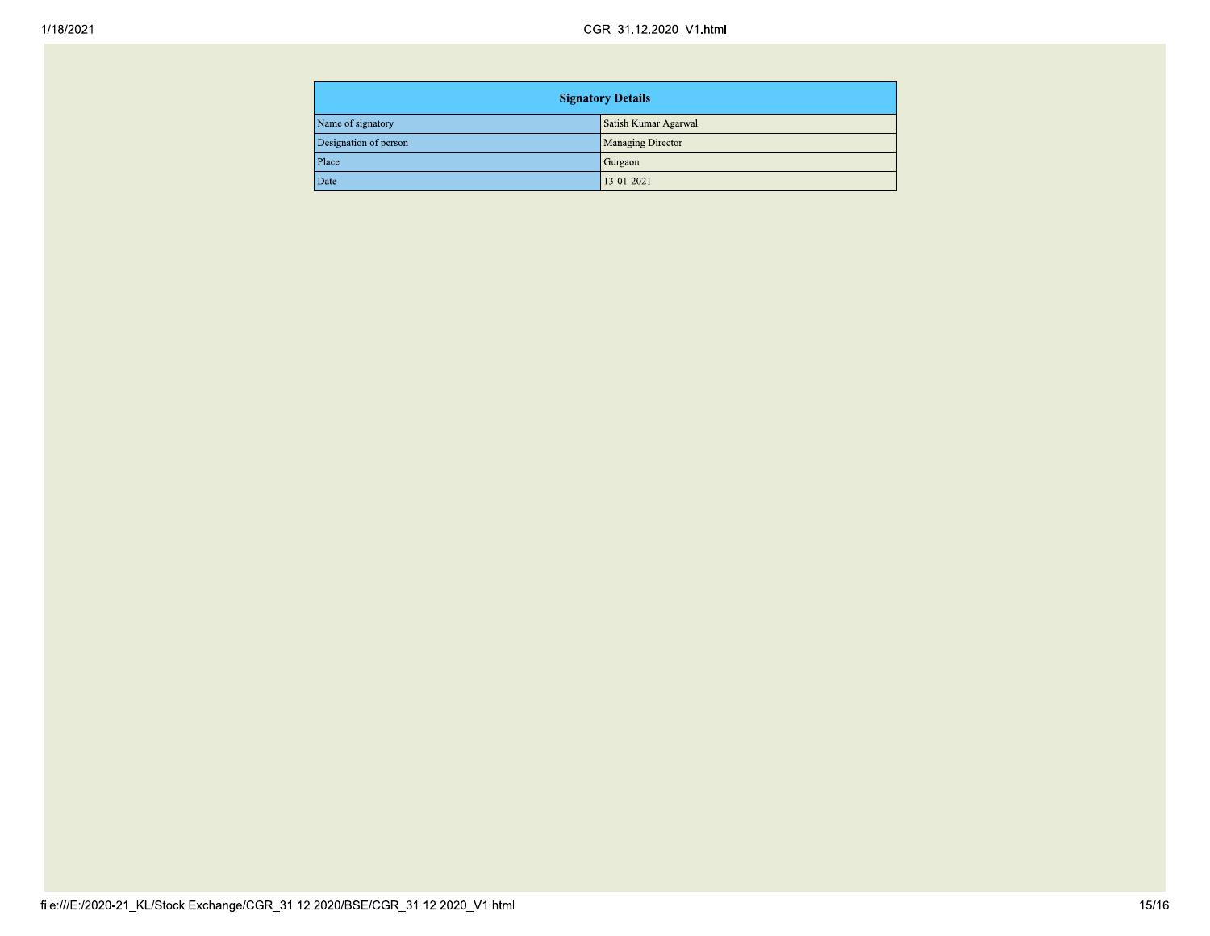| Signatory Details | |
|---|---|
| Name of signatory | Satish Kumar Agarwal |
| Designation of person | Managing Director |
| Place | Gurgaon |
| Date | 13-01-2021 |